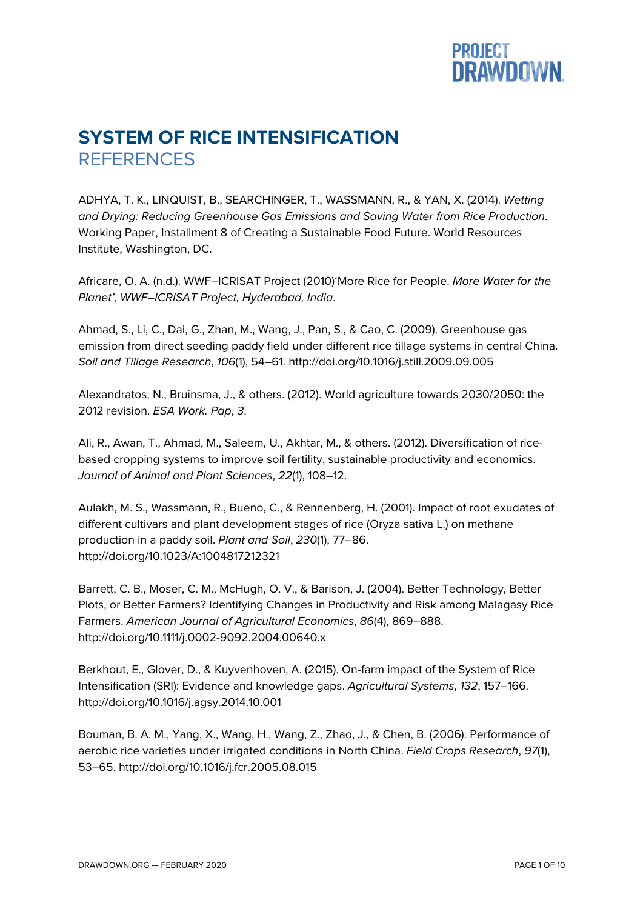# SYSTEM OF RICE INTENSIFICATION

## REFERENCES

ADHYA, T. K., LINQUIST, B., SEARCHINGER, T., WASSMANN, R., & YAN, X. (2014). *Wetting and Drying: Reducing Greenhouse Gas Emissions and Saving Water from Rice Production*. Working Paper, Installment 8 of Creating a Sustainable Food Future. World Resources Institute, Washington, DC.

Africare, O. A. (n.d.). WWF–ICRISAT Project (2010)'More Rice for People. *More Water for the Planet', WWF–ICRISAT Project, Hyderabad, India*.

Ahmad, S., Li, C., Dai, G., Zhan, M., Wang, J., Pan, S., & Cao, C. (2009). Greenhouse gas emission from direct seeding paddy field under different rice tillage systems in central China. *Soil and Tillage Research*, *106*(1), 54–61. http://doi.org/10.1016/j.still.2009.09.005

Alexandratos, N., Bruinsma, J., & others. (2012). World agriculture towards 2030/2050: the 2012 revision. *ESA Work. Pap*, *3*.

Ali, R., Awan, T., Ahmad, M., Saleem, U., Akhtar, M., & others. (2012). Diversification of rice-based cropping systems to improve soil fertility, sustainable productivity and economics. *Journal of Animal and Plant Sciences*, *22*(1), 108–12.

Aulakh, M. S., Wassmann, R., Bueno, C., & Rennenberg, H. (2001). Impact of root exudates of different cultivars and plant development stages of rice (Oryza sativa L.) on methane production in a paddy soil. *Plant and Soil*, *230*(1), 77–86. http://doi.org/10.1023/A:1004817212321

Barrett, C. B., Moser, C. M., McHugh, O. V., & Barison, J. (2004). Better Technology, Better Plots, or Better Farmers? Identifying Changes in Productivity and Risk among Malagasy Rice Farmers. *American Journal of Agricultural Economics*, *86*(4), 869–888. http://doi.org/10.1111/j.0002-9092.2004.00640.x

Berkhout, E., Glover, D., & Kuyvenhoven, A. (2015). On-farm impact of the System of Rice Intensification (SRI): Evidence and knowledge gaps. *Agricultural Systems*, *132*, 157–166. http://doi.org/10.1016/j.agsy.2014.10.001

Bouman, B. A. M., Yang, X., Wang, H., Wang, Z., Zhao, J., & Chen, B. (2006). Performance of aerobic rice varieties under irrigated conditions in North China. *Field Crops Research*, *97*(1), 53–65. http://doi.org/10.1016/j.fcr.2005.08.015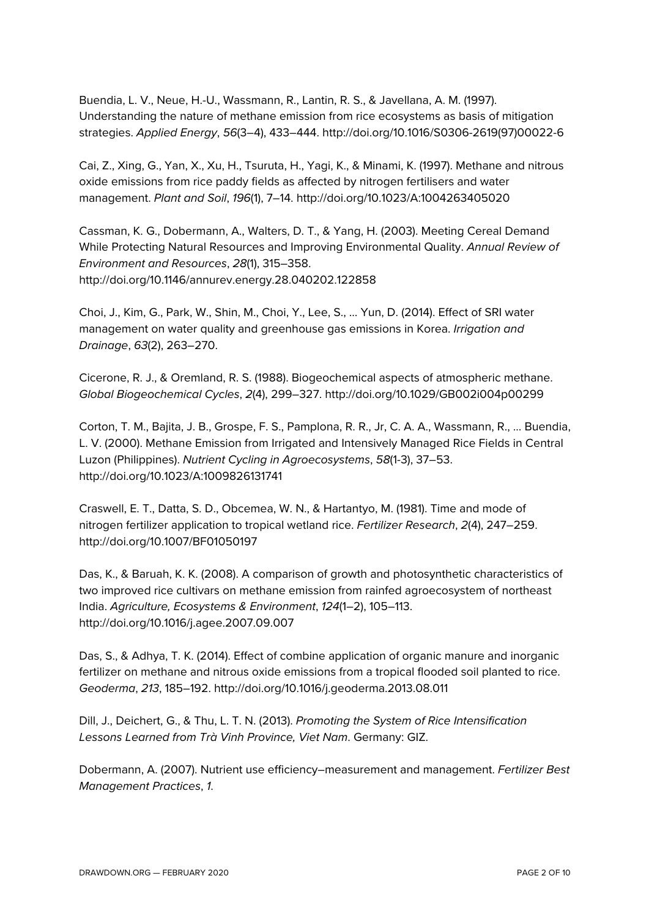Buendia, L. V., Neue, H.-U., Wassmann, R., Lantin, R. S., & Javellana, A. M. (1997). Understanding the nature of methane emission from rice ecosystems as basis of mitigation strategies. *Applied Energy*, *56*(3–4), 433–444. http://doi.org/10.1016/S0306-2619(97)00022-6

Cai, Z., Xing, G., Yan, X., Xu, H., Tsuruta, H., Yagi, K., & Minami, K. (1997). Methane and nitrous oxide emissions from rice paddy fields as affected by nitrogen fertilisers and water management. *Plant and Soil*, *196*(1), 7–14. http://doi.org/10.1023/A:1004263405020

Cassman, K. G., Dobermann, A., Walters, D. T., & Yang, H. (2003). Meeting Cereal Demand While Protecting Natural Resources and Improving Environmental Quality. *Annual Review of Environment and Resources*, *28*(1), 315–358. http://doi.org/10.1146/annurev.energy.28.040202.122858

Choi, J., Kim, G., Park, W., Shin, M., Choi, Y., Lee, S., … Yun, D. (2014). Effect of SRI water management on water quality and greenhouse gas emissions in Korea. *Irrigation and Drainage*, *63*(2), 263–270.

Cicerone, R. J., & Oremland, R. S. (1988). Biogeochemical aspects of atmospheric methane. *Global Biogeochemical Cycles*, *2*(4), 299–327. http://doi.org/10.1029/GB002i004p00299

Corton, T. M., Bajita, J. B., Grospe, F. S., Pamplona, R. R., Jr, C. A. A., Wassmann, R., … Buendia, L. V. (2000). Methane Emission from Irrigated and Intensively Managed Rice Fields in Central Luzon (Philippines). *Nutrient Cycling in Agroecosystems*, *58*(1-3), 37–53. http://doi.org/10.1023/A:1009826131741

Craswell, E. T., Datta, S. D., Obcemea, W. N., & Hartantyo, M. (1981). Time and mode of nitrogen fertilizer application to tropical wetland rice. *Fertilizer Research*, *2*(4), 247–259. http://doi.org/10.1007/BF01050197

Das, K., & Baruah, K. K. (2008). A comparison of growth and photosynthetic characteristics of two improved rice cultivars on methane emission from rainfed agroecosystem of northeast India. *Agriculture, Ecosystems & Environment*, *124*(1–2), 105–113. http://doi.org/10.1016/j.agee.2007.09.007

Das, S., & Adhya, T. K. (2014). Effect of combine application of organic manure and inorganic fertilizer on methane and nitrous oxide emissions from a tropical flooded soil planted to rice. *Geoderma*, *213*, 185–192. http://doi.org/10.1016/j.geoderma.2013.08.011

Dill, J., Deichert, G., & Thu, L. T. N. (2013). *Promoting the System of Rice Intensification Lessons Learned from Trà Vinh Province, Viet Nam*. Germany: GIZ.

Dobermann, A. (2007). Nutrient use efficiency–measurement and management. *Fertilizer Best Management Practices*, *1*.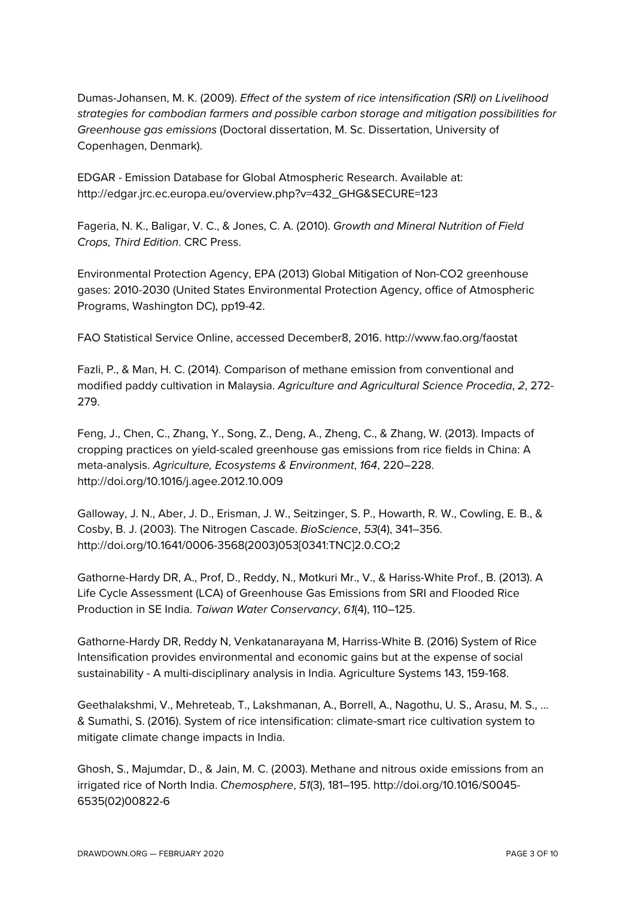Dumas-Johansen, M. K. (2009). *Effect of the system of rice intensification (SRI) on Livelihood strategies for cambodian farmers and possible carbon storage and mitigation possibilities for Greenhouse gas emissions* (Doctoral dissertation, M. Sc. Dissertation, University of Copenhagen, Denmark).

EDGAR - Emission Database for Global Atmospheric Research. Available at: http://edgar.jrc.ec.europa.eu/overview.php?v=432_GHG&SECURE=123

Fageria, N. K., Baligar, V. C., & Jones, C. A. (2010). *Growth and Mineral Nutrition of Field Crops, Third Edition*. CRC Press.

Environmental Protection Agency, EPA (2013) Global Mitigation of Non-CO2 greenhouse gases: 2010-2030 (United States Environmental Protection Agency, office of Atmospheric Programs, Washington DC), pp19-42.

FAO Statistical Service Online, accessed December8, 2016. http://www.fao.org/faostat

Fazli, P., & Man, H. C. (2014). Comparison of methane emission from conventional and modified paddy cultivation in Malaysia. *Agriculture and Agricultural Science Procedia*, *2*, 272-279.

Feng, J., Chen, C., Zhang, Y., Song, Z., Deng, A., Zheng, C., & Zhang, W. (2013). Impacts of cropping practices on yield-scaled greenhouse gas emissions from rice fields in China: A meta-analysis. *Agriculture, Ecosystems & Environment*, *164*, 220–228. http://doi.org/10.1016/j.agee.2012.10.009

Galloway, J. N., Aber, J. D., Erisman, J. W., Seitzinger, S. P., Howarth, R. W., Cowling, E. B., & Cosby, B. J. (2003). The Nitrogen Cascade. *BioScience*, *53*(4), 341–356. http://doi.org/10.1641/0006-3568(2003)053[0341:TNC]2.0.CO;2

Gathorne-Hardy DR, A., Prof, D., Reddy, N., Motkuri Mr., V., & Hariss-White Prof., B. (2013). A Life Cycle Assessment (LCA) of Greenhouse Gas Emissions from SRI and Flooded Rice Production in SE India. *Taiwan Water Conservancy*, *61*(4), 110–125.

Gathorne-Hardy DR, Reddy N, Venkatanarayana M, Harriss-White B. (2016) System of Rice Intensification provides environmental and economic gains but at the expense of social sustainability - A multi-disciplinary analysis in India. Agriculture Systems 143, 159-168.

Geethalakshmi, V., Mehreteab, T., Lakshmanan, A., Borrell, A., Nagothu, U. S., Arasu, M. S., ... & Sumathi, S. (2016). System of rice intensification: climate-smart rice cultivation system to mitigate climate change impacts in India.

Ghosh, S., Majumdar, D., & Jain, M. C. (2003). Methane and nitrous oxide emissions from an irrigated rice of North India. *Chemosphere*, *51*(3), 181–195. http://doi.org/10.1016/S0045-6535(02)00822-6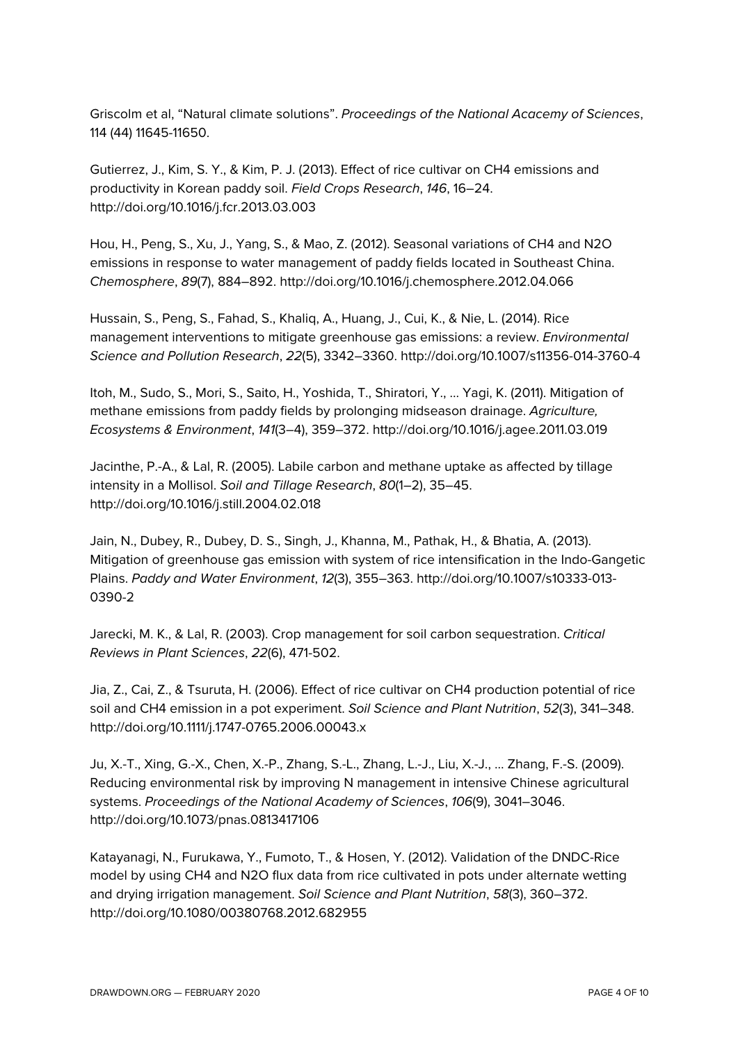Griscolm et al, “Natural climate solutions”. *Proceedings of the National Acacemy of Sciences*, 114 (44) 11645-11650.

Gutierrez, J., Kim, S. Y., & Kim, P. J. (2013). Effect of rice cultivar on CH4 emissions and productivity in Korean paddy soil. *Field Crops Research*, *146*, 16–24. http://doi.org/10.1016/j.fcr.2013.03.003

Hou, H., Peng, S., Xu, J., Yang, S., & Mao, Z. (2012). Seasonal variations of CH4 and N2O emissions in response to water management of paddy fields located in Southeast China. *Chemosphere*, *89*(7), 884–892. http://doi.org/10.1016/j.chemosphere.2012.04.066

Hussain, S., Peng, S., Fahad, S., Khaliq, A., Huang, J., Cui, K., & Nie, L. (2014). Rice management interventions to mitigate greenhouse gas emissions: a review. *Environmental Science and Pollution Research*, *22*(5), 3342–3360. http://doi.org/10.1007/s11356-014-3760-4

Itoh, M., Sudo, S., Mori, S., Saito, H., Yoshida, T., Shiratori, Y., … Yagi, K. (2011). Mitigation of methane emissions from paddy fields by prolonging midseason drainage. *Agriculture, Ecosystems & Environment*, *141*(3–4), 359–372. http://doi.org/10.1016/j.agee.2011.03.019

Jacinthe, P.-A., & Lal, R. (2005). Labile carbon and methane uptake as affected by tillage intensity in a Mollisol. *Soil and Tillage Research*, *80*(1–2), 35–45. http://doi.org/10.1016/j.still.2004.02.018

Jain, N., Dubey, R., Dubey, D. S., Singh, J., Khanna, M., Pathak, H., & Bhatia, A. (2013). Mitigation of greenhouse gas emission with system of rice intensification in the Indo-Gangetic Plains. *Paddy and Water Environment*, *12*(3), 355–363. http://doi.org/10.1007/s10333-013-0390-2

Jarecki, M. K., & Lal, R. (2003). Crop management for soil carbon sequestration. *Critical Reviews in Plant Sciences*, *22*(6), 471-502.

Jia, Z., Cai, Z., & Tsuruta, H. (2006). Effect of rice cultivar on CH4 production potential of rice soil and CH4 emission in a pot experiment. *Soil Science and Plant Nutrition*, *52*(3), 341–348. http://doi.org/10.1111/j.1747-0765.2006.00043.x

Ju, X.-T., Xing, G.-X., Chen, X.-P., Zhang, S.-L., Zhang, L.-J., Liu, X.-J., … Zhang, F.-S. (2009). Reducing environmental risk by improving N management in intensive Chinese agricultural systems. *Proceedings of the National Academy of Sciences*, *106*(9), 3041–3046. http://doi.org/10.1073/pnas.0813417106

Katayanagi, N., Furukawa, Y., Fumoto, T., & Hosen, Y. (2012). Validation of the DNDC-Rice model by using CH4 and N2O flux data from rice cultivated in pots under alternate wetting and drying irrigation management. *Soil Science and Plant Nutrition*, *58*(3), 360–372. http://doi.org/10.1080/00380768.2012.682955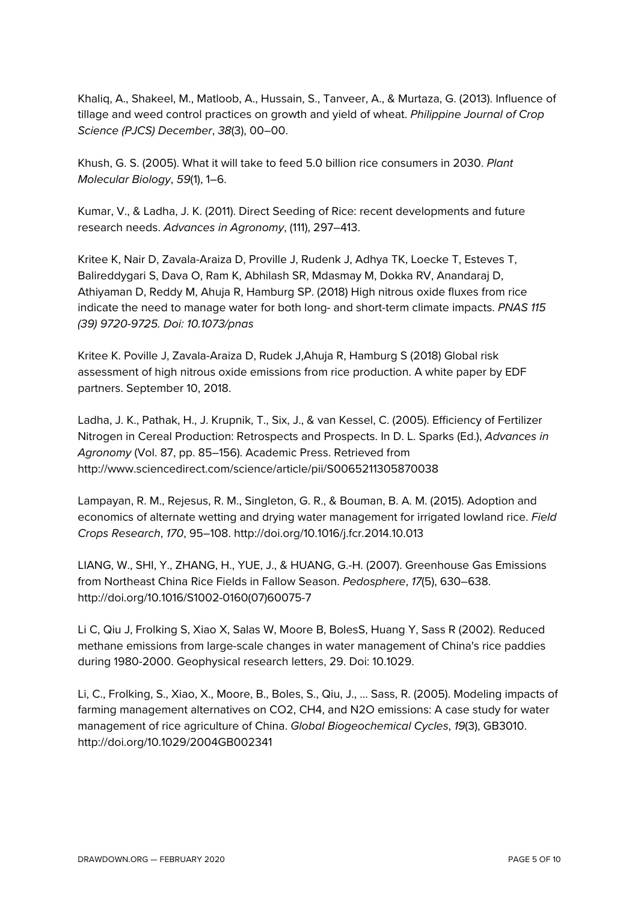Khaliq, A., Shakeel, M., Matloob, A., Hussain, S., Tanveer, A., & Murtaza, G. (2013). Influence of tillage and weed control practices on growth and yield of wheat. *Philippine Journal of Crop Science (PJCS) December*, *38*(3), 00–00.

Khush, G. S. (2005). What it will take to feed 5.0 billion rice consumers in 2030. *Plant Molecular Biology*, *59*(1), 1–6.

Kumar, V., & Ladha, J. K. (2011). Direct Seeding of Rice: recent developments and future research needs. *Advances in Agronomy*, (111), 297–413.

Kritee K, Nair D, Zavala-Araiza D, Proville J, Rudenk J, Adhya TK, Loecke T, Esteves T, Balireddygari S, Dava O, Ram K, Abhilash SR, Mdasmay M, Dokka RV, Anandaraj D, Athiyaman D, Reddy M, Ahuja R, Hamburg SP. (2018) High nitrous oxide fluxes from rice indicate the need to manage water for both long- and short-term climate impacts. *PNAS 115 (39) 9720-9725. Doi: 10.1073/pnas*

Kritee K. Poville J, Zavala-Araiza D, Rudek J,Ahuja R, Hamburg S (2018) Global risk assessment of high nitrous oxide emissions from rice production. A white paper by EDF partners. September 10, 2018.

Ladha, J. K., Pathak, H., J. Krupnik, T., Six, J., & van Kessel, C. (2005). Efficiency of Fertilizer Nitrogen in Cereal Production: Retrospects and Prospects. In D. L. Sparks (Ed.), *Advances in Agronomy* (Vol. 87, pp. 85–156). Academic Press. Retrieved from http://www.sciencedirect.com/science/article/pii/S0065211305870038

Lampayan, R. M., Rejesus, R. M., Singleton, G. R., & Bouman, B. A. M. (2015). Adoption and economics of alternate wetting and drying water management for irrigated lowland rice. *Field Crops Research*, *170*, 95–108. http://doi.org/10.1016/j.fcr.2014.10.013

LIANG, W., SHI, Y., ZHANG, H., YUE, J., & HUANG, G.-H. (2007). Greenhouse Gas Emissions from Northeast China Rice Fields in Fallow Season. *Pedosphere*, *17*(5), 630–638. http://doi.org/10.1016/S1002-0160(07)60075-7

Li C, Qiu J, Frolking S, Xiao X, Salas W, Moore B, BolesS, Huang Y, Sass R (2002). Reduced methane emissions from large-scale changes in water management of China's rice paddies during 1980-2000. Geophysical research letters, 29. Doi: 10.1029.

Li, C., Frolking, S., Xiao, X., Moore, B., Boles, S., Qiu, J., … Sass, R. (2005). Modeling impacts of farming management alternatives on $CO_2$, $CH_4$, and $N_2O$ emissions: A case study for water management of rice agriculture of China. *Global Biogeochemical Cycles*, *19*(3), GB3010. http://doi.org/10.1029/2004GB002341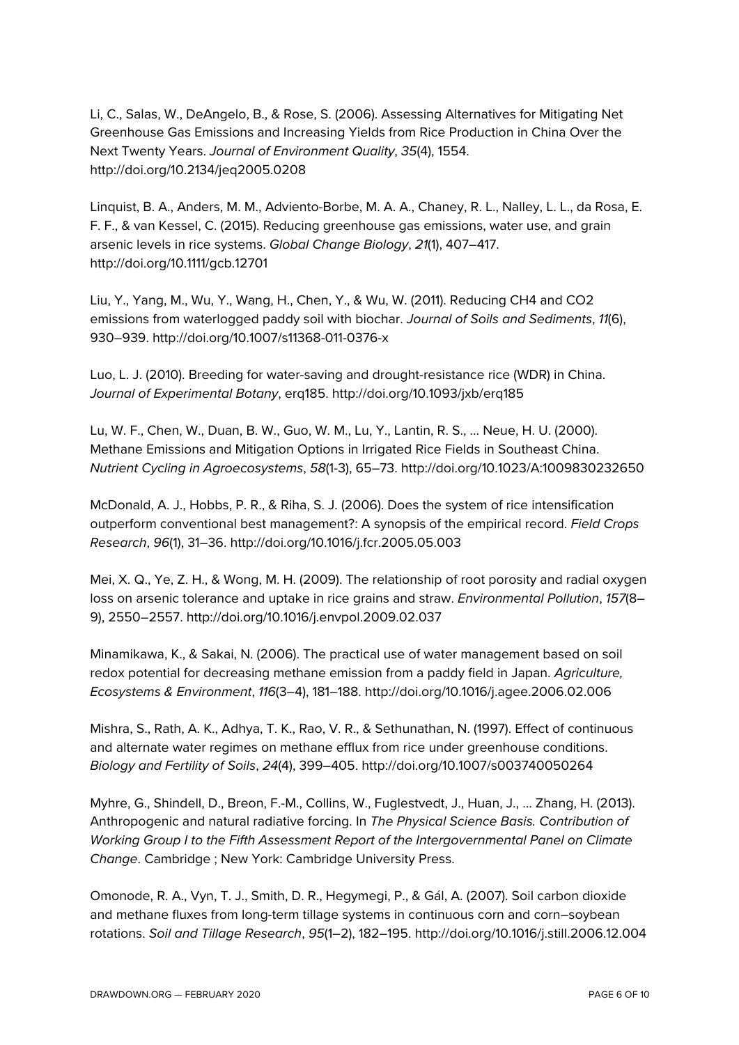Li, C., Salas, W., DeAngelo, B., & Rose, S. (2006). Assessing Alternatives for Mitigating Net Greenhouse Gas Emissions and Increasing Yields from Rice Production in China Over the Next Twenty Years. *Journal of Environment Quality*, *35*(4), 1554. http://doi.org/10.2134/jeq2005.0208

Linquist, B. A., Anders, M. M., Adviento-Borbe, M. A. A., Chaney, R. L., Nalley, L. L., da Rosa, E. F. F., & van Kessel, C. (2015). Reducing greenhouse gas emissions, water use, and grain arsenic levels in rice systems. *Global Change Biology*, *21*(1), 407–417. http://doi.org/10.1111/gcb.12701

Liu, Y., Yang, M., Wu, Y., Wang, H., Chen, Y., & Wu, W. (2011). Reducing CH4 and CO2 emissions from waterlogged paddy soil with biochar. *Journal of Soils and Sediments*, *11*(6), 930–939. http://doi.org/10.1007/s11368-011-0376-x

Luo, L. J. (2010). Breeding for water-saving and drought-resistance rice (WDR) in China. *Journal of Experimental Botany*, erq185. http://doi.org/10.1093/jxb/erq185

Lu, W. F., Chen, W., Duan, B. W., Guo, W. M., Lu, Y., Lantin, R. S., … Neue, H. U. (2000). Methane Emissions and Mitigation Options in Irrigated Rice Fields in Southeast China. *Nutrient Cycling in Agroecosystems*, *58*(1-3), 65–73. http://doi.org/10.1023/A:1009830232650

McDonald, A. J., Hobbs, P. R., & Riha, S. J. (2006). Does the system of rice intensification outperform conventional best management?: A synopsis of the empirical record. *Field Crops Research*, *96*(1), 31–36. http://doi.org/10.1016/j.fcr.2005.05.003

Mei, X. Q., Ye, Z. H., & Wong, M. H. (2009). The relationship of root porosity and radial oxygen loss on arsenic tolerance and uptake in rice grains and straw. *Environmental Pollution*, *157*(8–9), 2550–2557. http://doi.org/10.1016/j.envpol.2009.02.037

Minamikawa, K., & Sakai, N. (2006). The practical use of water management based on soil redox potential for decreasing methane emission from a paddy field in Japan. *Agriculture, Ecosystems & Environment*, *116*(3–4), 181–188. http://doi.org/10.1016/j.agee.2006.02.006

Mishra, S., Rath, A. K., Adhya, T. K., Rao, V. R., & Sethunathan, N. (1997). Effect of continuous and alternate water regimes on methane efflux from rice under greenhouse conditions. *Biology and Fertility of Soils*, *24*(4), 399–405. http://doi.org/10.1007/s003740050264

Myhre, G., Shindell, D., Breon, F.-M., Collins, W., Fuglestvedt, J., Huan, J., … Zhang, H. (2013). Anthropogenic and natural radiative forcing. In *The Physical Science Basis. Contribution of Working Group I to the Fifth Assessment Report of the Intergovernmental Panel on Climate Change*. Cambridge ; New York: Cambridge University Press.

Omonode, R. A., Vyn, T. J., Smith, D. R., Hegymegi, P., & Gál, A. (2007). Soil carbon dioxide and methane fluxes from long-term tillage systems in continuous corn and corn–soybean rotations. *Soil and Tillage Research*, *95*(1–2), 182–195. http://doi.org/10.1016/j.still.2006.12.004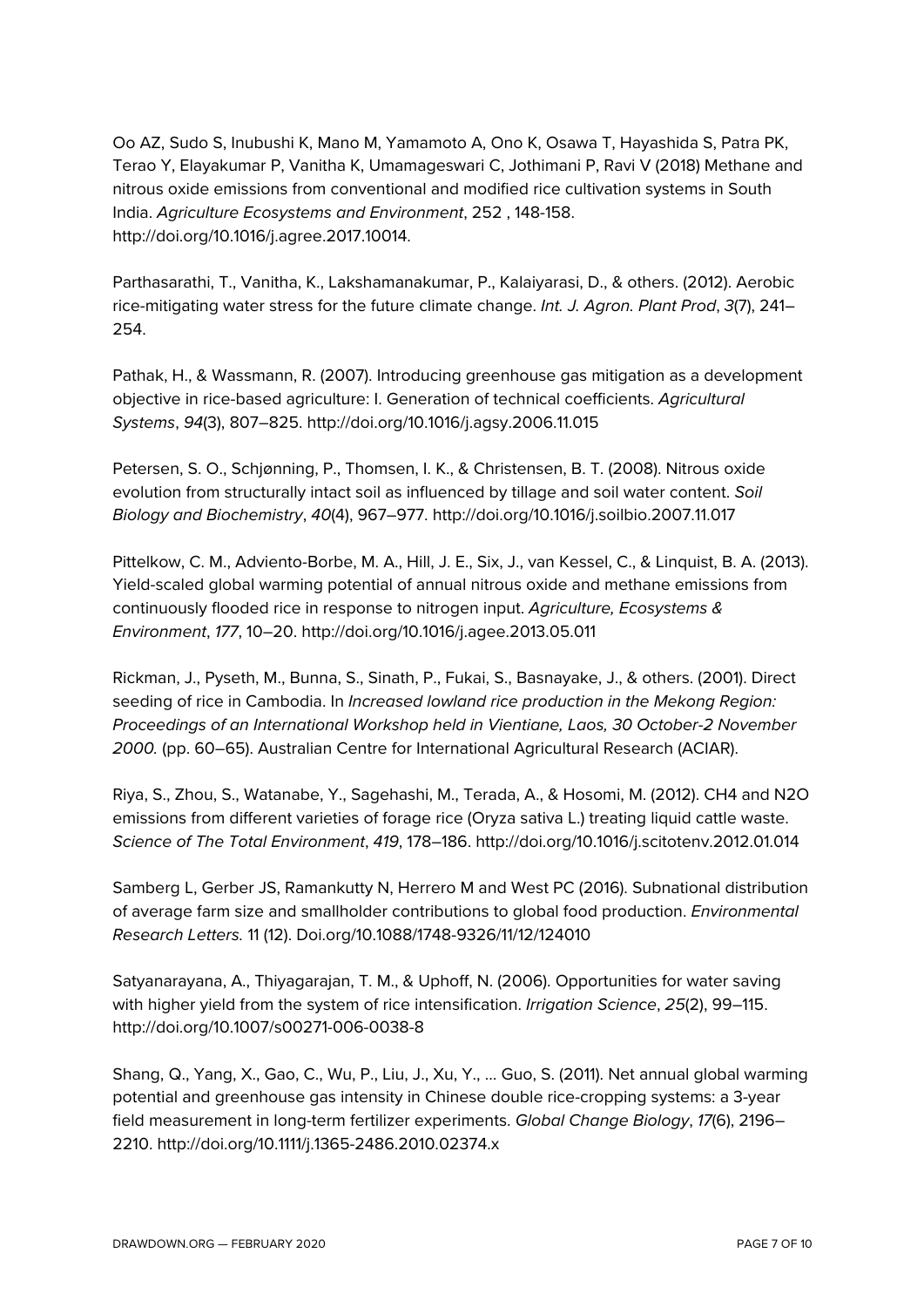Oo AZ, Sudo S, Inubushi K, Mano M, Yamamoto A, Ono K, Osawa T, Hayashida S, Patra PK, Terao Y, Elayakumar P, Vanitha K, Umamageswari C, Jothimani P, Ravi V (2018) Methane and nitrous oxide emissions from conventional and modified rice cultivation systems in South India. *Agriculture Ecosystems and Environment*, 252 , 148-158. http://doi.org/10.1016/j.agree.2017.10014.

Parthasarathi, T., Vanitha, K., Lakshamanakumar, P., Kalaiyarasi, D., & others. (2012). Aerobic rice-mitigating water stress for the future climate change. *Int. J. Agron. Plant Prod*, *3*(7), 241–254.

Pathak, H., & Wassmann, R. (2007). Introducing greenhouse gas mitigation as a development objective in rice-based agriculture: I. Generation of technical coefficients. *Agricultural Systems*, *94*(3), 807–825. http://doi.org/10.1016/j.agsy.2006.11.015

Petersen, S. O., Schjønning, P., Thomsen, I. K., & Christensen, B. T. (2008). Nitrous oxide evolution from structurally intact soil as influenced by tillage and soil water content. *Soil Biology and Biochemistry*, *40*(4), 967–977. http://doi.org/10.1016/j.soilbio.2007.11.017

Pittelkow, C. M., Adviento-Borbe, M. A., Hill, J. E., Six, J., van Kessel, C., & Linquist, B. A. (2013). Yield-scaled global warming potential of annual nitrous oxide and methane emissions from continuously flooded rice in response to nitrogen input. *Agriculture, Ecosystems & Environment*, *177*, 10–20. http://doi.org/10.1016/j.agee.2013.05.011

Rickman, J., Pyseth, M., Bunna, S., Sinath, P., Fukai, S., Basnayake, J., & others. (2001). Direct seeding of rice in Cambodia. In *Increased lowland rice production in the Mekong Region: Proceedings of an International Workshop held in Vientiane, Laos, 30 October-2 November 2000.* (pp. 60–65). Australian Centre for International Agricultural Research (ACIAR).

Riya, S., Zhou, S., Watanabe, Y., Sagehashi, M., Terada, A., & Hosomi, M. (2012). CH4 and N2O emissions from different varieties of forage rice (Oryza sativa L.) treating liquid cattle waste. *Science of The Total Environment*, *419*, 178–186. http://doi.org/10.1016/j.scitotenv.2012.01.014

Samberg L, Gerber JS, Ramankutty N, Herrero M and West PC (2016). Subnational distribution of average farm size and smallholder contributions to global food production. *Environmental Research Letters.* 11 (12). Doi.org/10.1088/1748-9326/11/12/124010

Satyanarayana, A., Thiyagarajan, T. M., & Uphoff, N. (2006). Opportunities for water saving with higher yield from the system of rice intensification. *Irrigation Science*, *25*(2), 99–115. http://doi.org/10.1007/s00271-006-0038-8

Shang, Q., Yang, X., Gao, C., Wu, P., Liu, J., Xu, Y., ... Guo, S. (2011). Net annual global warming potential and greenhouse gas intensity in Chinese double rice-cropping systems: a 3-year field measurement in long-term fertilizer experiments. *Global Change Biology*, *17*(6), 2196–2210. http://doi.org/10.1111/j.1365-2486.2010.02374.x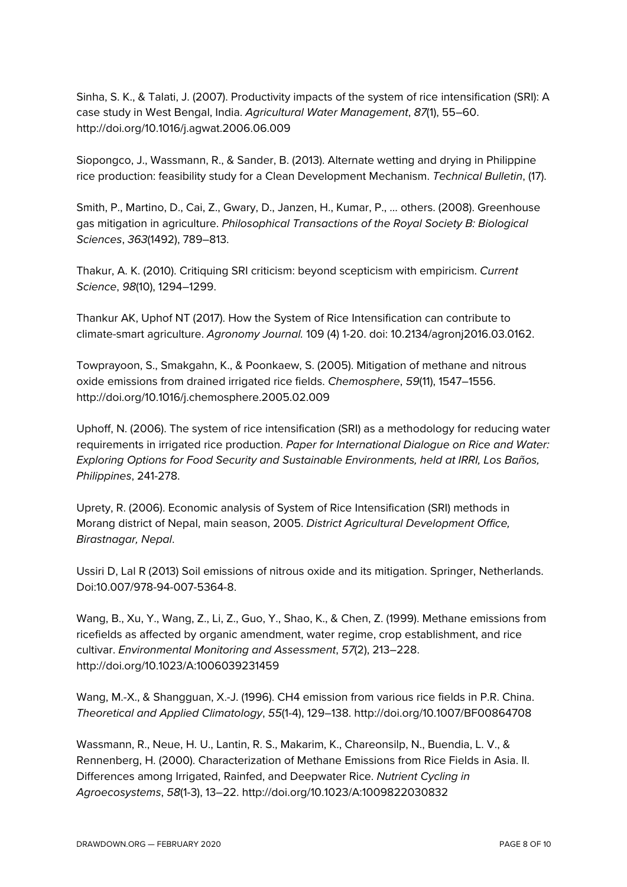Sinha, S. K., & Talati, J. (2007). Productivity impacts of the system of rice intensification (SRI): A case study in West Bengal, India. *Agricultural Water Management*, *87*(1), 55–60. http://doi.org/10.1016/j.agwat.2006.06.009

Siopongco, J., Wassmann, R., & Sander, B. (2013). Alternate wetting and drying in Philippine rice production: feasibility study for a Clean Development Mechanism. *Technical Bulletin*, (17).

Smith, P., Martino, D., Cai, Z., Gwary, D., Janzen, H., Kumar, P., … others. (2008). Greenhouse gas mitigation in agriculture. *Philosophical Transactions of the Royal Society B: Biological Sciences*, *363*(1492), 789–813.

Thakur, A. K. (2010). Critiquing SRI criticism: beyond scepticism with empiricism. *Current Science*, *98*(10), 1294–1299.

Thankur AK, Uphof NT (2017). How the System of Rice Intensification can contribute to climate-smart agriculture. *Agronomy Journal.* 109 (4) 1-20. doi: 10.2134/agronj2016.03.0162.

Towprayoon, S., Smakgahn, K., & Poonkaew, S. (2005). Mitigation of methane and nitrous oxide emissions from drained irrigated rice fields. *Chemosphere*, *59*(11), 1547–1556. http://doi.org/10.1016/j.chemosphere.2005.02.009

Uphoff, N. (2006). The system of rice intensification (SRI) as a methodology for reducing water requirements in irrigated rice production. *Paper for International Dialogue on Rice and Water: Exploring Options for Food Security and Sustainable Environments, held at IRRI, Los Baños, Philippines*, 241-278.

Uprety, R. (2006). Economic analysis of System of Rice Intensification (SRI) methods in Morang district of Nepal, main season, 2005. *District Agricultural Development Office, Birastnagar, Nepal*.

Ussiri D, Lal R (2013) Soil emissions of nitrous oxide and its mitigation. Springer, Netherlands. Doi:10.007/978-94-007-5364-8.

Wang, B., Xu, Y., Wang, Z., Li, Z., Guo, Y., Shao, K., & Chen, Z. (1999). Methane emissions from ricefields as affected by organic amendment, water regime, crop establishment, and rice cultivar. *Environmental Monitoring and Assessment*, *57*(2), 213–228. http://doi.org/10.1023/A:1006039231459

Wang, M.-X., & Shangguan, X.-J. (1996). CH4 emission from various rice fields in P.R. China. *Theoretical and Applied Climatology*, *55*(1-4), 129–138. http://doi.org/10.1007/BF00864708

Wassmann, R., Neue, H. U., Lantin, R. S., Makarim, K., Chareonsilp, N., Buendia, L. V., & Rennenberg, H. (2000). Characterization of Methane Emissions from Rice Fields in Asia. II. Differences among Irrigated, Rainfed, and Deepwater Rice. *Nutrient Cycling in Agroecosystems*, *58*(1-3), 13–22. http://doi.org/10.1023/A:1009822030832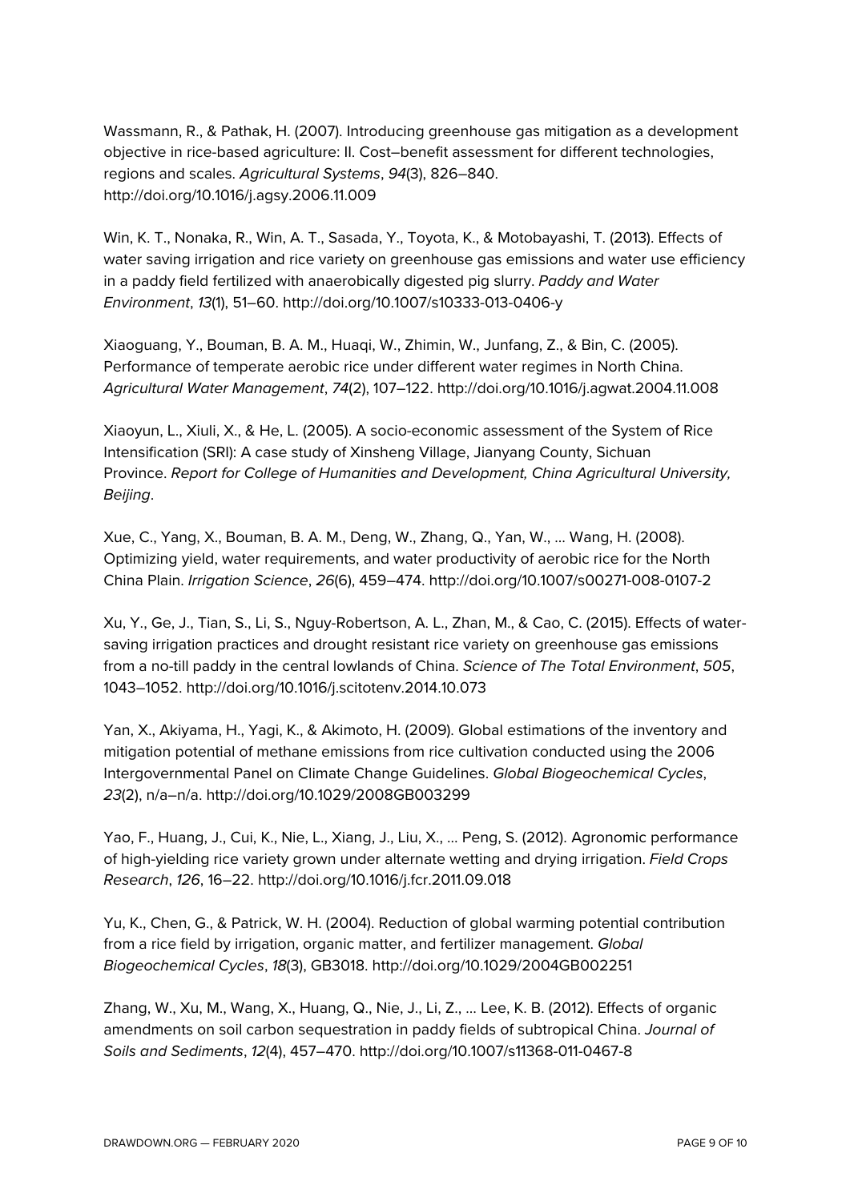Wassmann, R., & Pathak, H. (2007). Introducing greenhouse gas mitigation as a development objective in rice-based agriculture: II. Cost–benefit assessment for different technologies, regions and scales. *Agricultural Systems*, *94*(3), 826–840. http://doi.org/10.1016/j.agsy.2006.11.009

Win, K. T., Nonaka, R., Win, A. T., Sasada, Y., Toyota, K., & Motobayashi, T. (2013). Effects of water saving irrigation and rice variety on greenhouse gas emissions and water use efficiency in a paddy field fertilized with anaerobically digested pig slurry. *Paddy and Water Environment*, *13*(1), 51–60. http://doi.org/10.1007/s10333-013-0406-y

Xiaoguang, Y., Bouman, B. A. M., Huaqi, W., Zhimin, W., Junfang, Z., & Bin, C. (2005). Performance of temperate aerobic rice under different water regimes in North China. *Agricultural Water Management*, *74*(2), 107–122. http://doi.org/10.1016/j.agwat.2004.11.008

Xiaoyun, L., Xiuli, X., & He, L. (2005). A socio-economic assessment of the System of Rice Intensification (SRI): A case study of Xinsheng Village, Jianyang County, Sichuan Province. *Report for College of Humanities and Development, China Agricultural University, Beijing*.

Xue, C., Yang, X., Bouman, B. A. M., Deng, W., Zhang, Q., Yan, W., … Wang, H. (2008). Optimizing yield, water requirements, and water productivity of aerobic rice for the North China Plain. *Irrigation Science*, *26*(6), 459–474. http://doi.org/10.1007/s00271-008-0107-2

Xu, Y., Ge, J., Tian, S., Li, S., Nguy-Robertson, A. L., Zhan, M., & Cao, C. (2015). Effects of water-saving irrigation practices and drought resistant rice variety on greenhouse gas emissions from a no-till paddy in the central lowlands of China. *Science of The Total Environment*, *505*, 1043–1052. http://doi.org/10.1016/j.scitotenv.2014.10.073

Yan, X., Akiyama, H., Yagi, K., & Akimoto, H. (2009). Global estimations of the inventory and mitigation potential of methane emissions from rice cultivation conducted using the 2006 Intergovernmental Panel on Climate Change Guidelines. *Global Biogeochemical Cycles*, *23*(2), n/a–n/a. http://doi.org/10.1029/2008GB003299

Yao, F., Huang, J., Cui, K., Nie, L., Xiang, J., Liu, X., … Peng, S. (2012). Agronomic performance of high-yielding rice variety grown under alternate wetting and drying irrigation. *Field Crops Research*, *126*, 16–22. http://doi.org/10.1016/j.fcr.2011.09.018

Yu, K., Chen, G., & Patrick, W. H. (2004). Reduction of global warming potential contribution from a rice field by irrigation, organic matter, and fertilizer management. *Global Biogeochemical Cycles*, *18*(3), GB3018. http://doi.org/10.1029/2004GB002251

Zhang, W., Xu, M., Wang, X., Huang, Q., Nie, J., Li, Z., … Lee, K. B. (2012). Effects of organic amendments on soil carbon sequestration in paddy fields of subtropical China. *Journal of Soils and Sediments*, *12*(4), 457–470. http://doi.org/10.1007/s11368-011-0467-8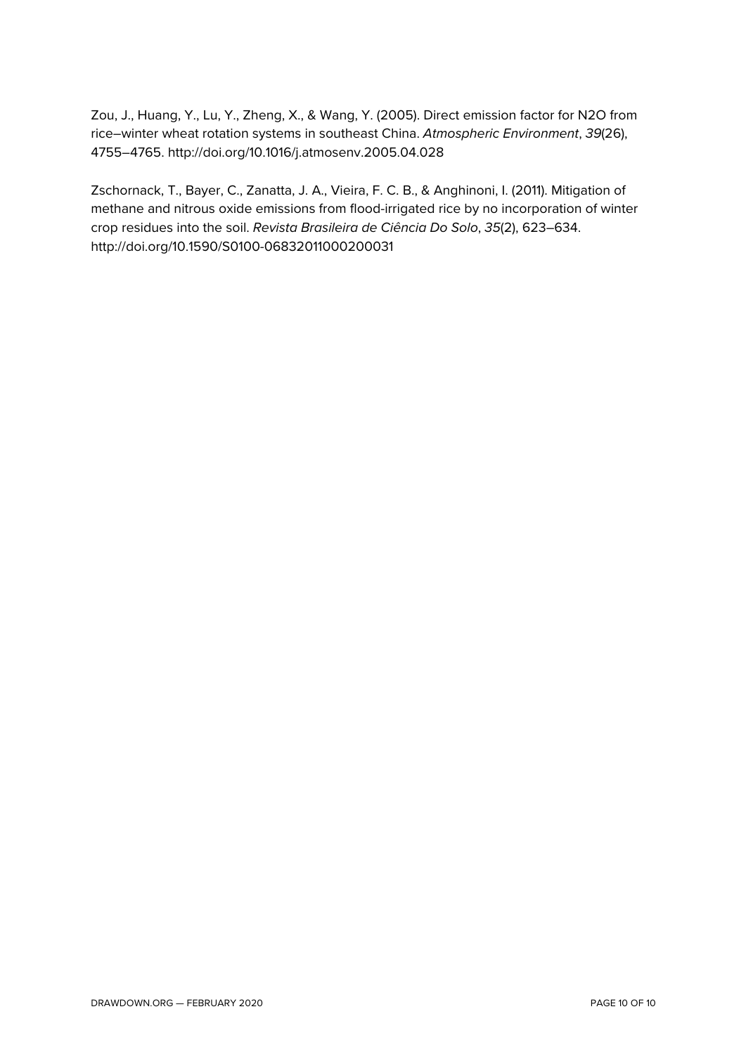Zou, J., Huang, Y., Lu, Y., Zheng, X., & Wang, Y. (2005). Direct emission factor for N2O from rice–winter wheat rotation systems in southeast China. *Atmospheric Environment*, *39*(26), 4755–4765. http://doi.org/10.1016/j.atmosenv.2005.04.028

Zschornack, T., Bayer, C., Zanatta, J. A., Vieira, F. C. B., & Anghinoni, I. (2011). Mitigation of methane and nitrous oxide emissions from flood-irrigated rice by no incorporation of winter crop residues into the soil. *Revista Brasileira de Ciência Do Solo*, *35*(2), 623–634. http://doi.org/10.1590/S0100-06832011000200031